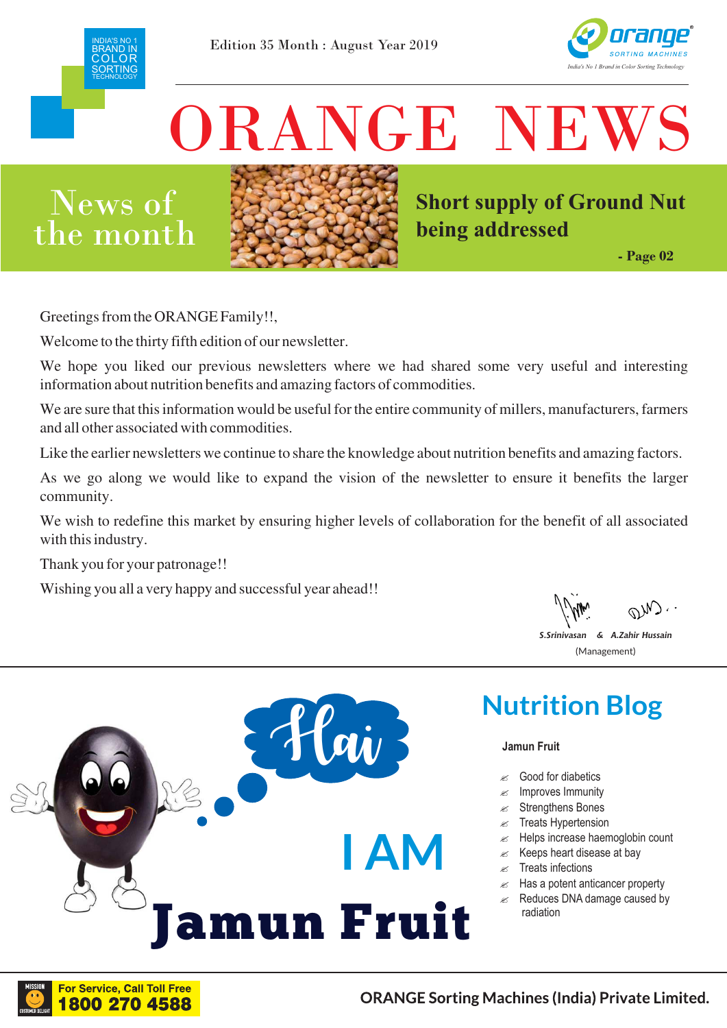INDIA'S NO 1 BRAND IN COLOR SORTING TECHNOLOGY

Edition 35 Month : August Year 2019

orange SORTING MACHINES
India's No 1 Brand in Color Sorting Technology

# ORANGE NEWS

## News of the month

**Short supply of Ground Nut being addressed**

**- Page 02**

Greetings from the ORANGE Family!!,

Welcome to the thirty fifth edition of our newsletter.

We hope you liked our previous newsletters where we had shared some very useful and interesting information about nutrition benefits and amazing factors of commodities.

We are sure that this information would be useful for the entire community of millers, manufacturers, farmers and all other associated with commodities.

Like the earlier newsletters we continue to share the knowledge about nutrition benefits and amazing factors.

As we go along we would like to expand the vision of the newsletter to ensure it benefits the larger community.

We wish to redefine this market by ensuring higher levels of collaboration for the benefit of all associated with this industry.

Thank you for your patronage!!

Wishing you all a very happy and successful year ahead!!

*S.Srinivasan* & *A.Zahir Hussain*
(Management)

Hai

I AM
**Jamun Fruit**

## Nutrition Blog

**Jamun Fruit**

- Good for diabetics
- Improves Immunity
- Strengthens Bones
- Treats Hypertension
- Helps increase haemoglobin count
- Keeps heart disease at bay
- Treats infections
- Has a potent anticancer property
- Reduces DNA damage caused by radiation

MISSION CUSTOMER DELIGHT

**For Service, Call Toll Free**
**1800 270 4588**

**ORANGE Sorting Machines (India) Private Limited.**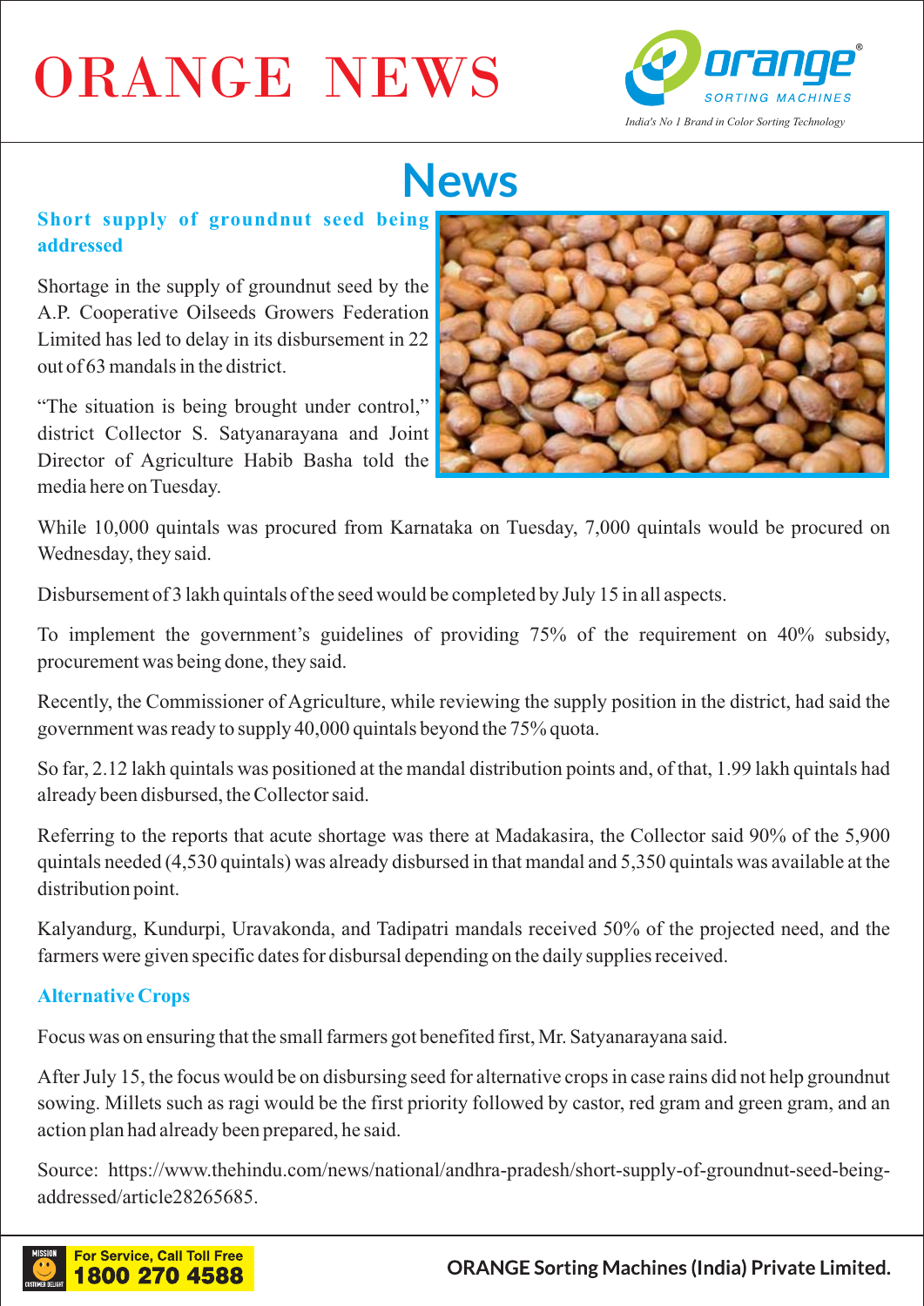# ORANGE NEWS

## News

### Short supply of groundnut seed being addressed

Shortage in the supply of groundnut seed by the A.P. Cooperative Oilseeds Growers Federation Limited has led to delay in its disbursement in 22 out of 63 mandals in the district.

"The situation is being brought under control," district Collector S. Satyanarayana and Joint Director of Agriculture Habib Basha told the media here on Tuesday.

While 10,000 quintals was procured from Karnataka on Tuesday, 7,000 quintals would be procured on Wednesday, they said.

Disbursement of 3 lakh quintals of the seed would be completed by July 15 in all aspects.

To implement the government's guidelines of providing 75% of the requirement on 40% subsidy, procurement was being done, they said.

Recently, the Commissioner of Agriculture, while reviewing the supply position in the district, had said the government was ready to supply 40,000 quintals beyond the 75% quota.

So far, 2.12 lakh quintals was positioned at the mandal distribution points and, of that, 1.99 lakh quintals had already been disbursed, the Collector said.

Referring to the reports that acute shortage was there at Madakasira, the Collector said 90% of the 5,900 quintals needed (4,530 quintals) was already disbursed in that mandal and 5,350 quintals was available at the distribution point.

Kalyandurg, Kundurpi, Uravakonda, and Tadipatri mandals received 50% of the projected need, and the farmers were given specific dates for disbursal depending on the daily supplies received.

### Alternative Crops

Focus was on ensuring that the small farmers got benefited first, Mr. Satyanarayana said.

After July 15, the focus would be on disbursing seed for alternative crops in case rains did not help groundnut sowing. Millets such as ragi would be the first priority followed by castor, red gram and green gram, and an action plan had already been prepared, he said.

Source: https://www.thehindu.com/news/national/andhra-pradesh/short-supply-of-groundnut-seed-being-addressed/article28265685.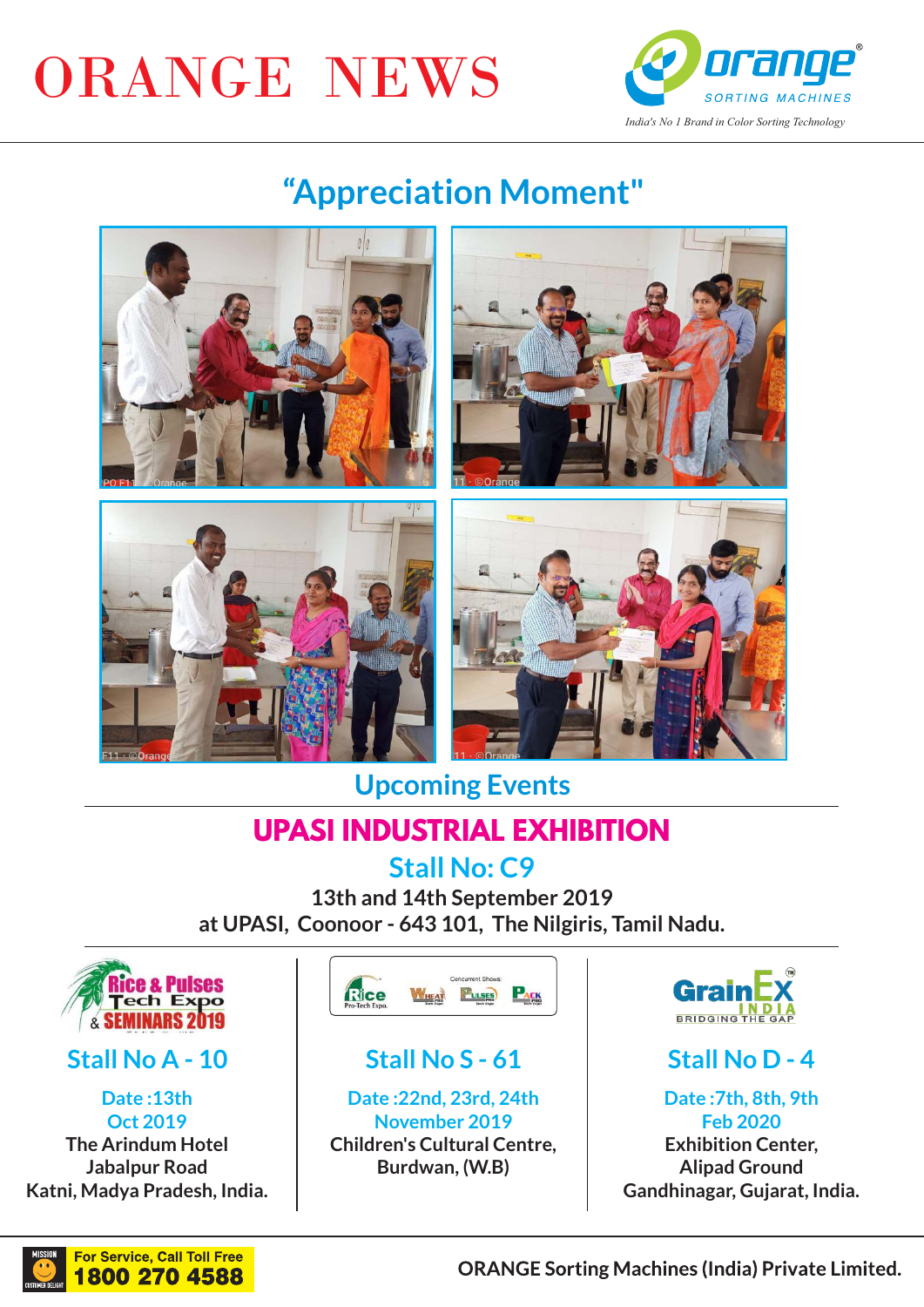# ORANGE NEWS

orange® SORTING MACHINES

*India's No 1 Brand in Color Sorting Technology*

## "Appreciation Moment"

## Upcoming Events

### UPASI INDUSTRIAL EXHIBITION

**Stall No: C9**

**13th and 14th September 2019**
**at UPASI, Coonoor - 643 101, The Nilgiris, Tamil Nadu.**

---

**Rice & Pulses Tech Expo & SEMINARS 2019**

**Stall No A - 10**

Date :13th Oct 2019
The Arindum Hotel
Jabalpur Road
Katni, Madya Pradesh, India.

---

**Rice Pro-Tech Expo** (Concurrent Shows: Wheat, Pulses, Pack)

**Stall No S - 61**

Date :22nd, 23rd, 24th November 2019
Children's Cultural Centre,
Burdwan, (W.B)

---

**GrainEx INDIA** – BRIDGING THE GAP

**Stall No D - 4**

Date :7th, 8th, 9th Feb 2020
Exhibition Center,
Alipad Ground
Gandhinagar, Gujarat, India.

---

MISSION CUSTOMER DELIGHT – For Service, Call Toll Free **1800 270 4588**

**ORANGE Sorting Machines (India) Private Limited.**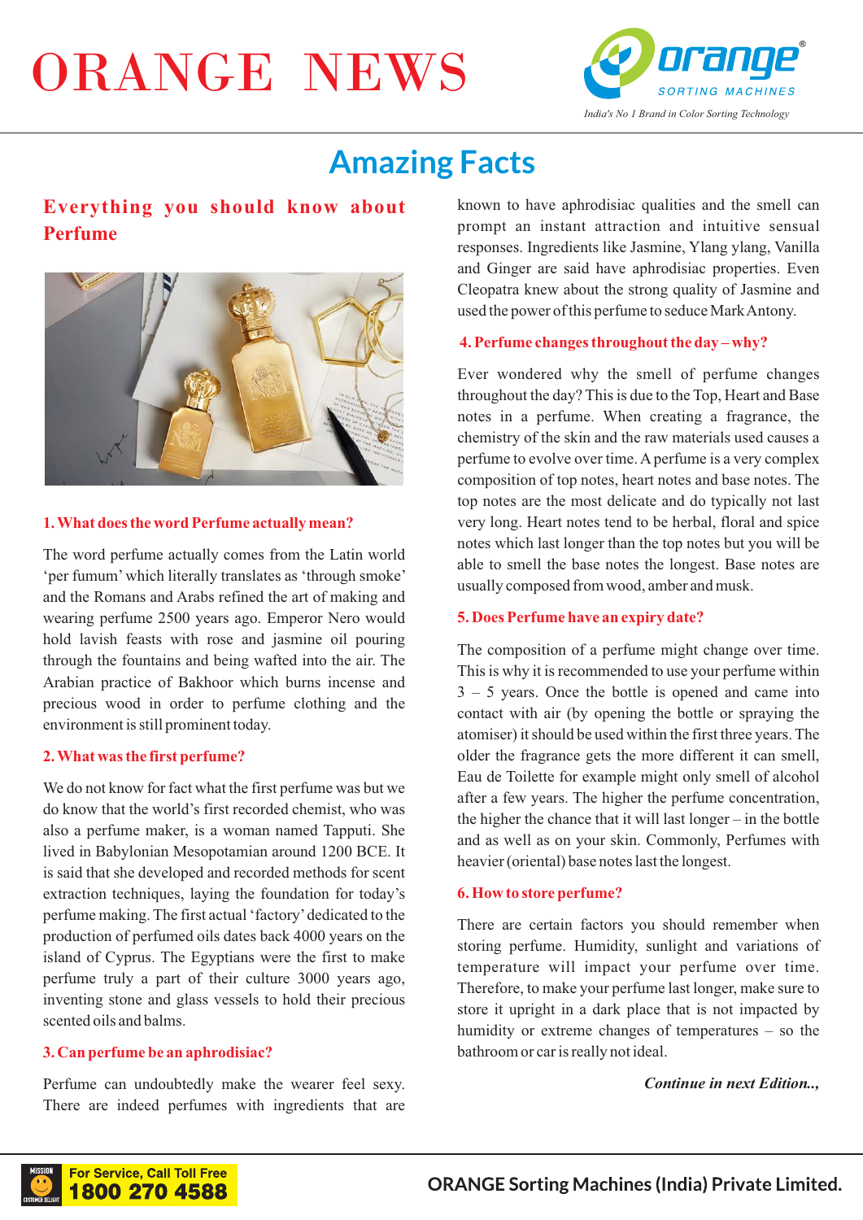# ORANGE NEWS

orange SORTING MACHINES

*India's No 1 Brand in Color Sorting Technology*

## Amazing Facts

### Everything you should know about Perfume

**1. What does the word Perfume actually mean?**

The word perfume actually comes from the Latin world 'per fumum' which literally translates as 'through smoke' and the Romans and Arabs refined the art of making and wearing perfume 2500 years ago. Emperor Nero would hold lavish feasts with rose and jasmine oil pouring through the fountains and being wafted into the air. The Arabian practice of Bakhoor which burns incense and precious wood in order to perfume clothing and the environment is still prominent today.

**2. What was the first perfume?**

We do not know for fact what the first perfume was but we do know that the world's first recorded chemist, who was also a perfume maker, is a woman named Tapputi. She lived in Babylonian Mesopotamian around 1200 BCE. It is said that she developed and recorded methods for scent extraction techniques, laying the foundation for today's perfume making. The first actual 'factory' dedicated to the production of perfumed oils dates back 4000 years on the island of Cyprus. The Egyptians were the first to make perfume truly a part of their culture 3000 years ago, inventing stone and glass vessels to hold their precious scented oils and balms.

**3. Can perfume be an aphrodisiac?**

Perfume can undoubtedly make the wearer feel sexy. There are indeed perfumes with ingredients that are known to have aphrodisiac qualities and the smell can prompt an instant attraction and intuitive sensual responses. Ingredients like Jasmine, Ylang ylang, Vanilla and Ginger are said have aphrodisiac properties. Even Cleopatra knew about the strong quality of Jasmine and used the power of this perfume to seduce Mark Antony.

**4. Perfume changes throughout the day – why?**

Ever wondered why the smell of perfume changes throughout the day? This is due to the Top, Heart and Base notes in a perfume. When creating a fragrance, the chemistry of the skin and the raw materials used causes a perfume to evolve over time. A perfume is a very complex composition of top notes, heart notes and base notes. The top notes are the most delicate and do typically not last very long. Heart notes tend to be herbal, floral and spice notes which last longer than the top notes but you will be able to smell the base notes the longest. Base notes are usually composed from wood, amber and musk.

**5. Does Perfume have an expiry date?**

The composition of a perfume might change over time. This is why it is recommended to use your perfume within 3 – 5 years. Once the bottle is opened and came into contact with air (by opening the bottle or spraying the atomiser) it should be used within the first three years. The older the fragrance gets the more different it can smell, Eau de Toilette for example might only smell of alcohol after a few years. The higher the perfume concentration, the higher the chance that it will last longer – in the bottle and as well as on your skin. Commonly, Perfumes with heavier (oriental) base notes last the longest.

**6. How to store perfume?**

There are certain factors you should remember when storing perfume. Humidity, sunlight and variations of temperature will impact your perfume over time. Therefore, to make your perfume last longer, make sure to store it upright in a dark place that is not impacted by humidity or extreme changes of temperatures – so the bathroom or car is really not ideal.

***Continue in next Edition..,***

MISSION CUSTOMER DELIGHT

**For Service, Call Toll Free 1800 270 4588**

**ORANGE Sorting Machines (India) Private Limited.**